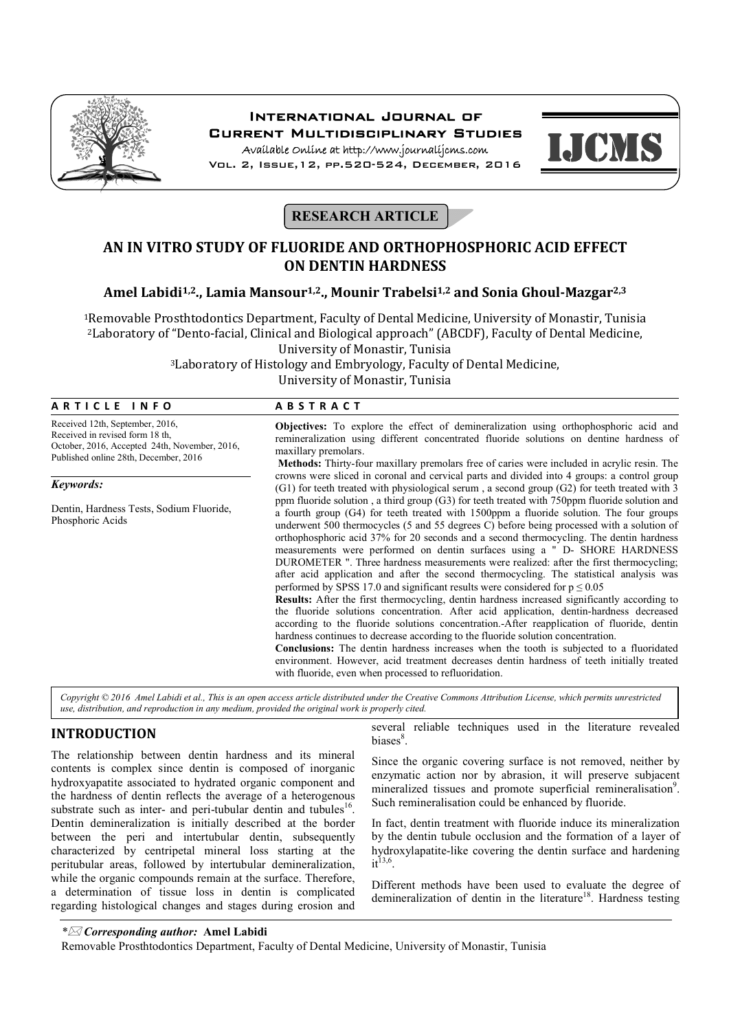# AN IN VITRO STUDY OF FLUORIDE AND ORTHOPHOSPHORIC ACID EFFECT ON DENTIN HARDNESS

**Amel Labidi[1,2]., Lamia Mansour[1,2]., Mounir Trabelsi[1,2] and Sonia Ghoul-Mazgar[2,3]**

[1]Removable Prosthtodontics Department, Faculty of Dental Medicine, University of Monastir, Tunisia
[2]Laboratory of "Dento-facial, Clinical and Biological approach" (ABCDF), Faculty of Dental Medicine, University of Monastir, Tunisia
[3]Laboratory of Histology and Embryology, Faculty of Dental Medicine, University of Monastir, Tunisia

**RESEARCH ARTICLE**

## ARTICLE INFO

Received 12th, September, 2016, Received in revised form 18 th, October, 2016, Accepted 24th, November, 2016, Published online 28th, December, 2016

***Keywords:***

Dentin, Hardness Tests, Sodium Fluoride, Phosphoric Acids

## ABSTRACT

**Objectives:** To explore the effect of demineralization using orthophosphoric acid and remineralization using different concentrated fluoride solutions on dentine hardness of maxillary premolars.

**Methods:** Thirty-four maxillary premolars free of caries were included in acrylic resin. The crowns were sliced in coronal and cervical parts and divided into 4 groups: a control group (G1) for teeth treated with physiological serum , a second group (G2) for teeth treated with 3 ppm fluoride solution , a third group (G3) for teeth treated with 750ppm fluoride solution and a fourth group (G4) for teeth treated with 1500ppm a fluoride solution. The four groups underwent 500 thermocycles (5 and 55 degrees C) before being processed with a solution of orthophosphoric acid 37% for 20 seconds and a second thermocycling. The dentin hardness measurements were performed on dentin surfaces using a " D- SHORE HARDNESS DUROMETER ". Three hardness measurements were realized: after the first thermocycling; after acid application and after the second thermocycling. The statistical analysis was performed by SPSS 17.0 and significant results were considered for $p \leq 0.05$

**Results:** After the first thermocycling, dentin hardness increased significantly according to the fluoride solutions concentration. After acid application, dentin-hardness decreased according to the fluoride solutions concentration.-After reapplication of fluoride, dentin hardness continues to decrease according to the fluoride solution concentration.

**Conclusions:** The dentin hardness increases when the tooth is subjected to a fluoridated environment. However, acid treatment decreases dentin hardness of teeth initially treated with fluoride, even when processed to refluoridation.

*Copyright © 2016 Amel Labidi et al., This is an open access article distributed under the Creative Commons Attribution License, which permits unrestricted use, distribution, and reproduction in any medium, provided the original work is properly cited.*

## INTRODUCTION

The relationship between dentin hardness and its mineral contents is complex since dentin is composed of inorganic hydroxyapatite associated to hydrated organic component and the hardness of dentin reflects the average of a heterogenous substrate such as inter- and peri-tubular dentin and tubules[16]. Dentin demineralization is initially described at the border between the peri and intertubular dentin, subsequently characterized by centripetal mineral loss starting at the peritubular areas, followed by intertubular demineralization, while the organic compounds remain at the surface. Therefore, a determination of tissue loss in dentin is complicated regarding histological changes and stages during erosion and several reliable techniques used in the literature revealed biases[8].

Since the organic covering surface is not removed, neither by enzymatic action nor by abrasion, it will preserve subjacent mineralized tissues and promote superficial remineralisation[9]. Such remineralisation could be enhanced by fluoride.

In fact, dentin treatment with fluoride induce its mineralization by the dentin tubule occlusion and the formation of a layer of hydroxylapatite-like covering the dentin surface and hardening it[13,6].

Different methods have been used to evaluate the degree of demineralization of dentin in the literature[18]. Hardness testing

**Corresponding author:* **Amel Labidi**
Removable Prosthtodontics Department, Faculty of Dental Medicine, University of Monastir, Tunisia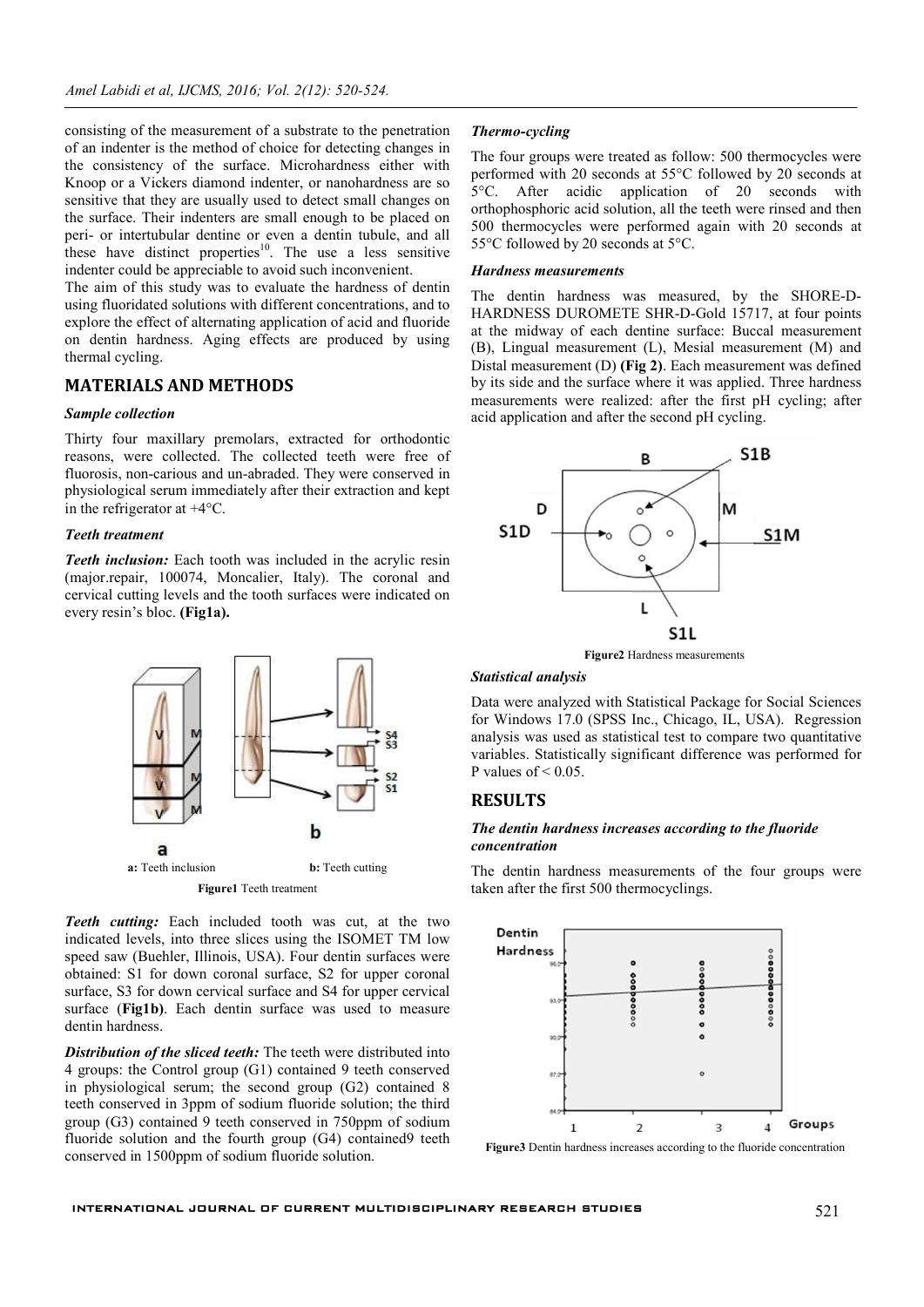consisting of the measurement of a substrate to the penetration of an indenter is the method of choice for detecting changes in the consistency of the surface. Microhardness either with Knoop or a Vickers diamond indenter, or nanohardness are so sensitive that they are usually used to detect small changes on the surface. Their indenters are small enough to be placed on peri- or intertubular dentine or even a dentin tubule, and all these have distinct properties[10]. The use a less sensitive indenter could be appreciable to avoid such inconvenient.

The aim of this study was to evaluate the hardness of dentin using fluoridated solutions with different concentrations, and to explore the effect of alternating application of acid and fluoride on dentin hardness. Aging effects are produced by using thermal cycling.

## MATERIALS AND METHODS

### *Sample collection*

Thirty four maxillary premolars, extracted for orthodontic reasons, were collected. The collected teeth were free of fluorosis, non-carious and un-abraded. They were conserved in physiological serum immediately after their extraction and kept in the refrigerator at +4°C.

### *Teeth treatment*

***Teeth inclusion:*** Each tooth was included in the acrylic resin (major.repair, 100074, Moncalier, Italy). The coronal and cervical cutting levels and the tooth surfaces were indicated on every resin's bloc. **(Fig1a).**

**a:** Teeth inclusion **b:** Teeth cutting

**Figure1** Teeth treatment

***Teeth cutting:*** Each included tooth was cut, at the two indicated levels, into three slices using the ISOMET TM low speed saw (Buehler, Illinois, USA). Four dentin surfaces were obtained: S1 for down coronal surface, S2 for upper coronal surface, S3 for down cervical surface and S4 for upper cervical surface (**Fig1b**). Each dentin surface was used to measure dentin hardness.

***Distribution of the sliced teeth:*** The teeth were distributed into 4 groups: the Control group (G1) contained 9 teeth conserved in physiological serum; the second group (G2) contained 8 teeth conserved in 3ppm of sodium fluoride solution; the third group (G3) contained 9 teeth conserved in 750ppm of sodium fluoride solution and the fourth group (G4) contained9 teeth conserved in 1500ppm of sodium fluoride solution.

### *Thermo-cycling*

The four groups were treated as follow: 500 thermocycles were performed with 20 seconds at 55°C followed by 20 seconds at 5°C. After acidic application of 20 seconds with orthophosphoric acid solution, all the teeth were rinsed and then 500 thermocycles were performed again with 20 seconds at 55°C followed by 20 seconds at 5°C.

### *Hardness measurements*

The dentin hardness was measured, by the SHORE-D-HARDNESS DUROMETE SHR-D-Gold 15717, at four points at the midway of each dentine surface: Buccal measurement (B), Lingual measurement (L), Mesial measurement (M) and Distal measurement (D) **(Fig 2)**. Each measurement was defined by its side and the surface where it was applied. Three hardness measurements were realized: after the first pH cycling; after acid application and after the second pH cycling.

**Figure2** Hardness measurements

### *Statistical analysis*

Data were analyzed with Statistical Package for Social Sciences for Windows 17.0 (SPSS Inc., Chicago, IL, USA). Regression analysis was used as statistical test to compare two quantitative variables. Statistically significant difference was performed for P values of $< 0.05$.

## RESULTS

### *The dentin hardness increases according to the fluoride concentration*

The dentin hardness measurements of the four groups were taken after the first 500 thermocyclings.

**Figure3** Dentin hardness increases according to the fluoride concentration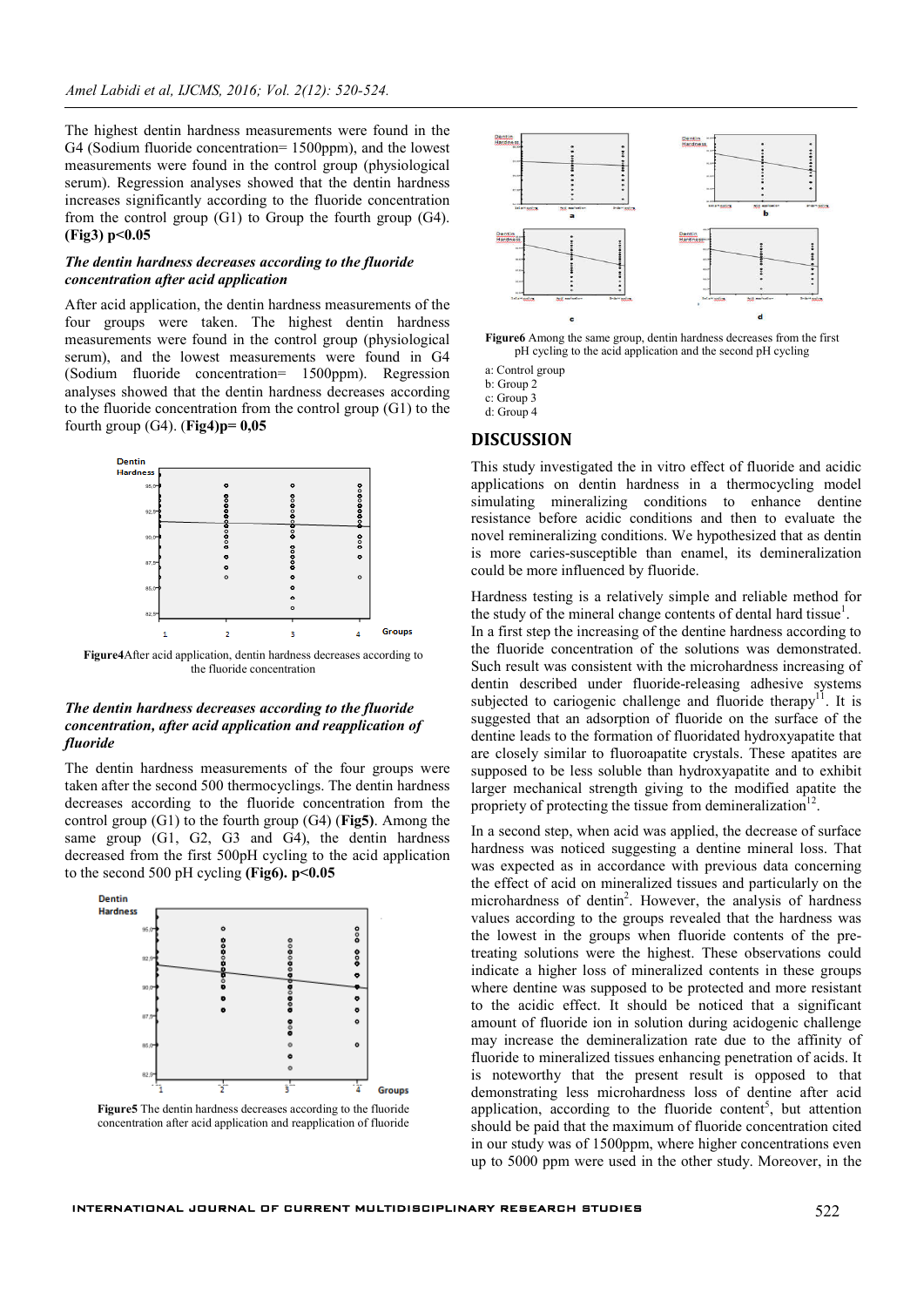The highest dentin hardness measurements were found in the G4 (Sodium fluoride concentration= 1500ppm), and the lowest measurements were found in the control group (physiological serum). Regression analyses showed that the dentin hardness increases significantly according to the fluoride concentration from the control group (G1) to Group the fourth group (G4). **(Fig3) p<0.05**

### *The dentin hardness decreases according to the fluoride concentration after acid application*

After acid application, the dentin hardness measurements of the four groups were taken. The highest dentin hardness measurements were found in the control group (physiological serum), and the lowest measurements were found in G4 (Sodium fluoride concentration= 1500ppm). Regression analyses showed that the dentin hardness decreases according to the fluoride concentration from the control group (G1) to the fourth group (G4). (**Fig4)p= 0,05**

**Figure4**After acid application, dentin hardness decreases according to the fluoride concentration

### *The dentin hardness decreases according to the fluoride concentration, after acid application and reapplication of fluoride*

The dentin hardness measurements of the four groups were taken after the second 500 thermocyclings. The dentin hardness decreases according to the fluoride concentration from the control group (G1) to the fourth group (G4) (**Fig5**). Among the same group (G1, G2, G3 and G4), the dentin hardness decreased from the first 500pH cycling to the acid application to the second 500 pH cycling **(Fig6). p<0.05**

**Figure5** The dentin hardness decreases according to the fluoride concentration after acid application and reapplication of fluoride

**Figure6** Among the same group, dentin hardness decreases from the first pH cycling to the acid application and the second pH cycling

a: Control group
b: Group 2
c: Group 3
d: Group 4

## DISCUSSION

This study investigated the in vitro effect of fluoride and acidic applications on dentin hardness in a thermocycling model simulating mineralizing conditions to enhance dentine resistance before acidic conditions and then to evaluate the novel remineralizing conditions. We hypothesized that as dentin is more caries-susceptible than enamel, its demineralization could be more influenced by fluoride.

Hardness testing is a relatively simple and reliable method for the study of the mineral change contents of dental hard tissue[1]. In a first step the increasing of the dentine hardness according to the fluoride concentration of the solutions was demonstrated. Such result was consistent with the microhardness increasing of dentin described under fluoride-releasing adhesive systems subjected to cariogenic challenge and fluoride therapy[11]. It is suggested that an adsorption of fluoride on the surface of the dentine leads to the formation of fluoridated hydroxyapatite that are closely similar to fluoroapatite crystals. These apatites are supposed to be less soluble than hydroxyapatite and to exhibit larger mechanical strength giving to the modified apatite the propriety of protecting the tissue from demineralization[12].

In a second step, when acid was applied, the decrease of surface hardness was noticed suggesting a dentine mineral loss. That was expected as in accordance with previous data concerning the effect of acid on mineralized tissues and particularly on the microhardness of dentin[2]. However, the analysis of hardness values according to the groups revealed that the hardness was the lowest in the groups when fluoride contents of the pre-treating solutions were the highest. These observations could indicate a higher loss of mineralized contents in these groups where dentine was supposed to be protected and more resistant to the acidic effect. It should be noticed that a significant amount of fluoride ion in solution during acidogenic challenge may increase the demineralization rate due to the affinity of fluoride to mineralized tissues enhancing penetration of acids. It is noteworthy that the present result is opposed to that demonstrating less microhardness loss of dentine after acid application, according to the fluoride content[5], but attention should be paid that the maximum of fluoride concentration cited in our study was of 1500ppm, where higher concentrations even up to 5000 ppm were used in the other study. Moreover, in the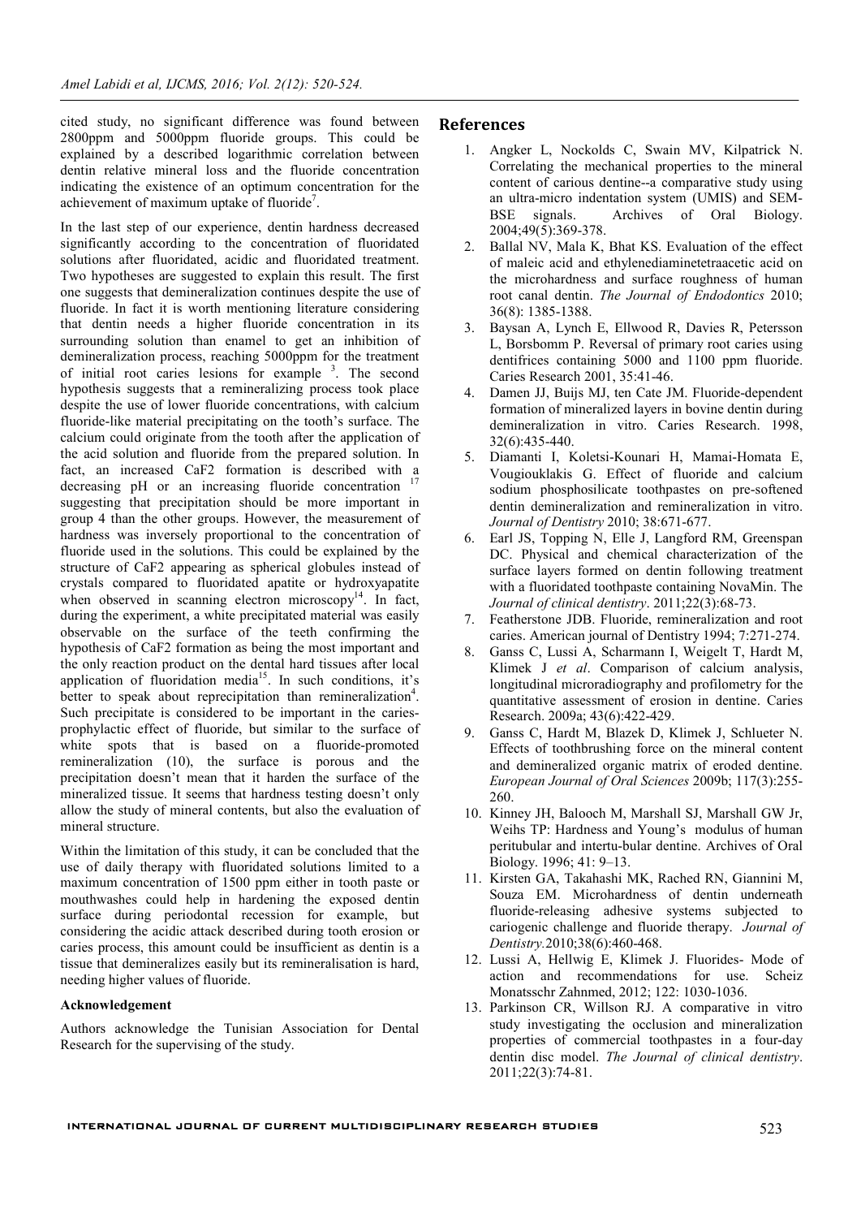cited study, no significant difference was found between 2800ppm and 5000ppm fluoride groups. This could be explained by a described logarithmic correlation between dentin relative mineral loss and the fluoride concentration indicating the existence of an optimum concentration for the achievement of maximum uptake of fluoride[7].

In the last step of our experience, dentin hardness decreased significantly according to the concentration of fluoridated solutions after fluoridated, acidic and fluoridated treatment. Two hypotheses are suggested to explain this result. The first one suggests that demineralization continues despite the use of fluoride. In fact it is worth mentioning literature considering that dentin needs a higher fluoride concentration in its surrounding solution than enamel to get an inhibition of demineralization process, reaching 5000ppm for the treatment of initial root caries lesions for example [3]. The second hypothesis suggests that a remineralizing process took place despite the use of lower fluoride concentrations, with calcium fluoride-like material precipitating on the tooth's surface. The calcium could originate from the tooth after the application of the acid solution and fluoride from the prepared solution. In fact, an increased $CaF_2$ formation is described with a decreasing pH or an increasing fluoride concentration [17] suggesting that precipitation should be more important in group 4 than the other groups. However, the measurement of hardness was inversely proportional to the concentration of fluoride used in the solutions. This could be explained by the structure of $CaF_2$ appearing as spherical globules instead of crystals compared to fluoridated apatite or hydroxyapatite when observed in scanning electron microscopy[14]. In fact, during the experiment, a white precipitated material was easily observable on the surface of the teeth confirming the hypothesis of $CaF_2$ formation as being the most important and the only reaction product on the dental hard tissues after local application of fluoridation media[15]. In such conditions, it's better to speak about reprecipitation than remineralization[4]. Such precipitate is considered to be important in the caries-prophylactic effect of fluoride, but similar to the surface of white spots that is based on a fluoride-promoted remineralization (10), the surface is porous and the precipitation doesn't mean that it harden the surface of the mineralized tissue. It seems that hardness testing doesn't only allow the study of mineral contents, but also the evaluation of mineral structure.

Within the limitation of this study, it can be concluded that the use of daily therapy with fluoridated solutions limited to a maximum concentration of 1500 ppm either in tooth paste or mouthwashes could help in hardening the exposed dentin surface during periodontal recession for example, but considering the acidic attack described during tooth erosion or caries process, this amount could be insufficient as dentin is a tissue that demineralizes easily but its remineralisation is hard, needing higher values of fluoride.

**Acknowledgement**

Authors acknowledge the Tunisian Association for Dental Research for the supervising of the study.

## References

1. Angker L, Nockolds C, Swain MV, Kilpatrick N. Correlating the mechanical properties to the mineral content of carious dentine--a comparative study using an ultra-micro indentation system (UMIS) and SEM-BSE signals. Archives of Oral Biology. 2004;49(5):369-378.
2. Ballal NV, Mala K, Bhat KS. Evaluation of the effect of maleic acid and ethylenediaminetetraacetic acid on the microhardness and surface roughness of human root canal dentin. *The Journal of Endodontics* 2010; 36(8): 1385-1388.
3. Baysan A, Lynch E, Ellwood R, Davies R, Petersson L, Borsbomm P. Reversal of primary root caries using dentifrices containing 5000 and 1100 ppm fluoride. Caries Research 2001, 35:41-46.
4. Damen JJ, Buijs MJ, ten Cate JM. Fluoride-dependent formation of mineralized layers in bovine dentin during demineralization in vitro. Caries Research. 1998, 32(6):435-440.
5. Diamanti I, Koletsi-Kounari H, Mamai-Homata E, Vougiouklakis G. Effect of fluoride and calcium sodium phosphosilicate toothpastes on pre-softened dentin demineralization and remineralization in vitro. *Journal of Dentistry* 2010; 38:671-677.
6. Earl JS, Topping N, Elle J, Langford RM, Greenspan DC. Physical and chemical characterization of the surface layers formed on dentin following treatment with a fluoridated toothpaste containing NovaMin. The *Journal of clinical dentistry*. 2011;22(3):68-73.
7. Featherstone JDB. Fluoride, remineralization and root caries. American journal of Dentistry 1994; 7:271-274.
8. Ganss C, Lussi A, Scharmann I, Weigelt T, Hardt M, Klimek J *et al*. Comparison of calcium analysis, longitudinal microradiography and profilometry for the quantitative assessment of erosion in dentine. Caries Research. 2009a; 43(6):422-429.
9. Ganss C, Hardt M, Blazek D, Klimek J, Schlueter N. Effects of toothbrushing force on the mineral content and demineralized organic matrix of eroded dentine. *European Journal of Oral Sciences* 2009b; 117(3):255-260.
10. Kinney JH, Balooch M, Marshall SJ, Marshall GW Jr, Weihs TP: Hardness and Young's modulus of human peritubular and intertu-bular dentine. Archives of Oral Biology. 1996; 41: 9–13.
11. Kirsten GA, Takahashi MK, Rached RN, Giannini M, Souza EM. Microhardness of dentin underneath fluoride-releasing adhesive systems subjected to cariogenic challenge and fluoride therapy. *Journal of Dentistry.*2010;38(6):460-468.
12. Lussi A, Hellwig E, Klimek J. Fluorides- Mode of action and recommendations for use. Scheiz Monatsschr Zahnmed, 2012; 122: 1030-1036.
13. Parkinson CR, Willson RJ. A comparative in vitro study investigating the occlusion and mineralization properties of commercial toothpastes in a four-day dentin disc model. *The Journal of clinical dentistry*. 2011;22(3):74-81.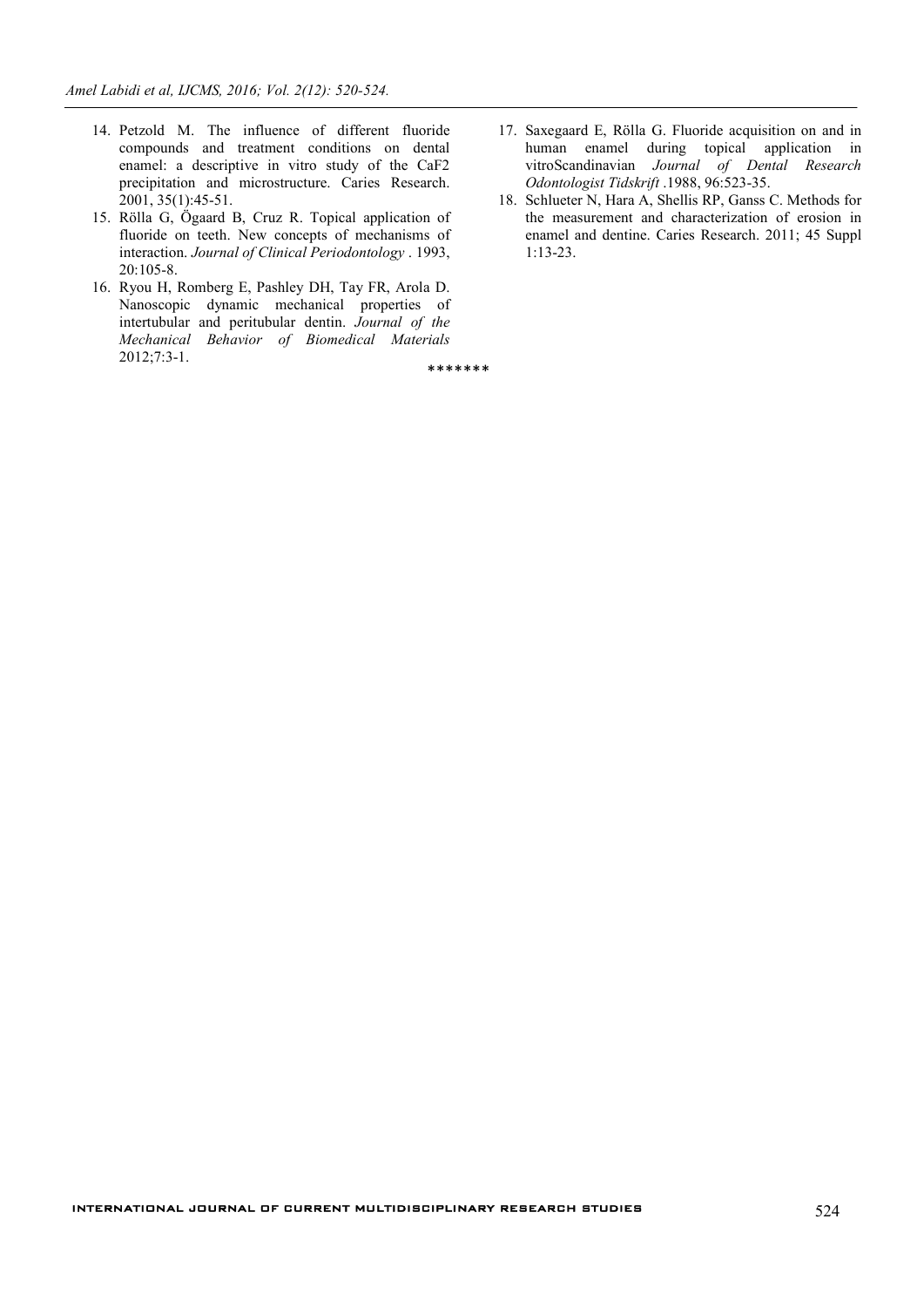14. Petzold M. The influence of different fluoride compounds and treatment conditions on dental enamel: a descriptive in vitro study of the CaF2 precipitation and microstructure. Caries Research. 2001, 35(1):45-51.
15. Rölla G, Ögaard B, Cruz R. Topical application of fluoride on teeth. New concepts of mechanisms of interaction. *Journal of Clinical Periodontology* . 1993, 20:105-8.
16. Ryou H, Romberg E, Pashley DH, Tay FR, Arola D. Nanoscopic dynamic mechanical properties of intertubular and peritubular dentin. *Journal of the Mechanical Behavior of Biomedical Materials* 2012;7:3-1.
17. Saxegaard E, Rölla G. Fluoride acquisition on and in human enamel during topical application in vitroScandinavian *Journal of Dental Research Odontologist Tidskrift* .1988, 96:523-35.
18. Schlueter N, Hara A, Shellis RP, Ganss C. Methods for the measurement and characterization of erosion in enamel and dentine. Caries Research. 2011; 45 Suppl 1:13-23.

*******